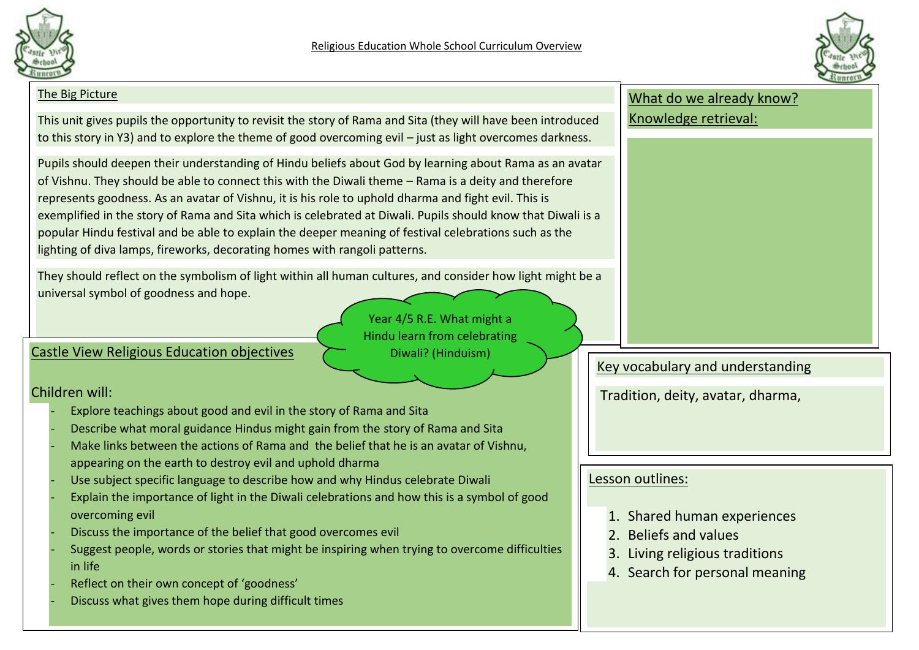# Religious Education Whole School Curriculum Overview

## The Big Picture

This unit gives pupils the opportunity to revisit the story of Rama and Sita (they will have been introduced to this story in Y3) and to explore the theme of good overcoming evil – just as light overcomes darkness.

Pupils should deepen their understanding of Hindu beliefs about God by learning about Rama as an avatar of Vishnu. They should be able to connect this with the Diwali theme – Rama is a deity and therefore represents goodness. As an avatar of Vishnu, it is his role to uphold dharma and fight evil. This is exemplified in the story of Rama and Sita which is celebrated at Diwali. Pupils should know that Diwali is a popular Hindu festival and be able to explain the deeper meaning of festival celebrations such as the lighting of diva lamps, fireworks, decorating homes with rangoli patterns.

They should reflect on the symbolism of light within all human cultures, and consider how light might be a universal symbol of goodness and hope.

**Year 4/5 R.E. What might a Hindu learn from celebrating Diwali? (Hinduism)**

## What do we already know? Knowledge retrieval:

## Castle View Religious Education objectives

Children will:

- Explore teachings about good and evil in the story of Rama and Sita
- Describe what moral guidance Hindus might gain from the story of Rama and Sita
- Make links between the actions of Rama and the belief that he is an avatar of Vishnu, appearing on the earth to destroy evil and uphold dharma
- Use subject specific language to describe how and why Hindus celebrate Diwali
- Explain the importance of light in the Diwali celebrations and how this is a symbol of good overcoming evil
- Discuss the importance of the belief that good overcomes evil
- Suggest people, words or stories that might be inspiring when trying to overcome difficulties in life
- Reflect on their own concept of 'goodness'
- Discuss what gives them hope during difficult times

## Key vocabulary and understanding

Tradition, deity, avatar, dharma,

## Lesson outlines:

1. Shared human experiences
2. Beliefs and values
3. Living religious traditions
4. Search for personal meaning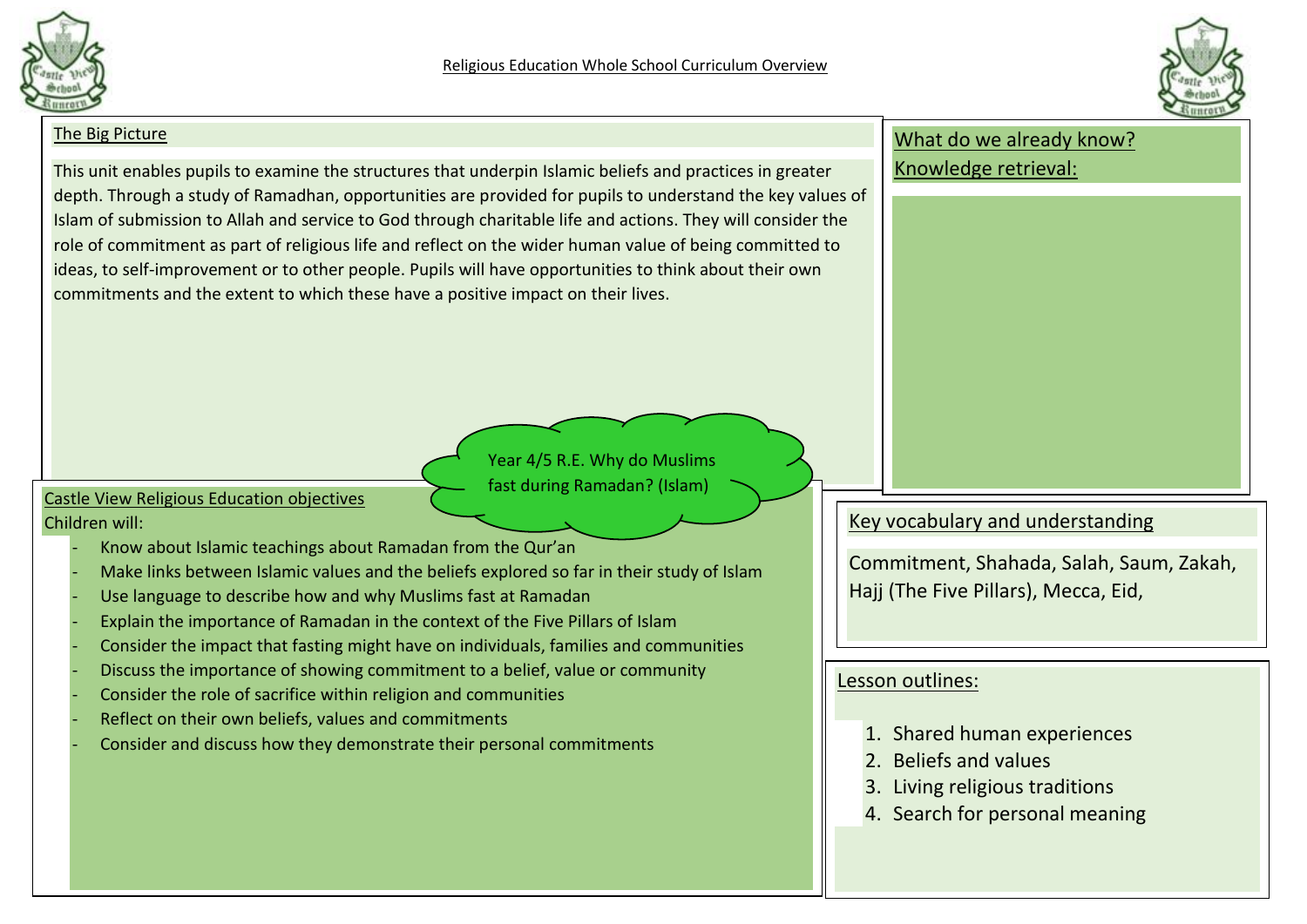# Religious Education Whole School Curriculum Overview

## Year 4/5 R.E. Why do Muslims fast during Ramadan? (Islam)

### The Big Picture

This unit enables pupils to examine the structures that underpin Islamic beliefs and practices in greater depth. Through a study of Ramadhan, opportunities are provided for pupils to understand the key values of Islam of submission to Allah and service to God through charitable life and actions. They will consider the role of commitment as part of religious life and reflect on the wider human value of being committed to ideas, to self-improvement or to other people. Pupils will have opportunities to think about their own commitments and the extent to which these have a positive impact on their lives.

### What do we already know? Knowledge retrieval:

### Castle View Religious Education objectives

Children will:

- Know about Islamic teachings about Ramadan from the Qur'an
- Make links between Islamic values and the beliefs explored so far in their study of Islam
- Use language to describe how and why Muslims fast at Ramadan
- Explain the importance of Ramadan in the context of the Five Pillars of Islam
- Consider the impact that fasting might have on individuals, families and communities
- Discuss the importance of showing commitment to a belief, value or community
- Consider the role of sacrifice within religion and communities
- Reflect on their own beliefs, values and commitments
- Consider and discuss how they demonstrate their personal commitments

### Key vocabulary and understanding

Commitment, Shahada, Salah, Saum, Zakah, Hajj (The Five Pillars), Mecca, Eid,

### Lesson outlines:

1. Shared human experiences
2. Beliefs and values
3. Living religious traditions
4. Search for personal meaning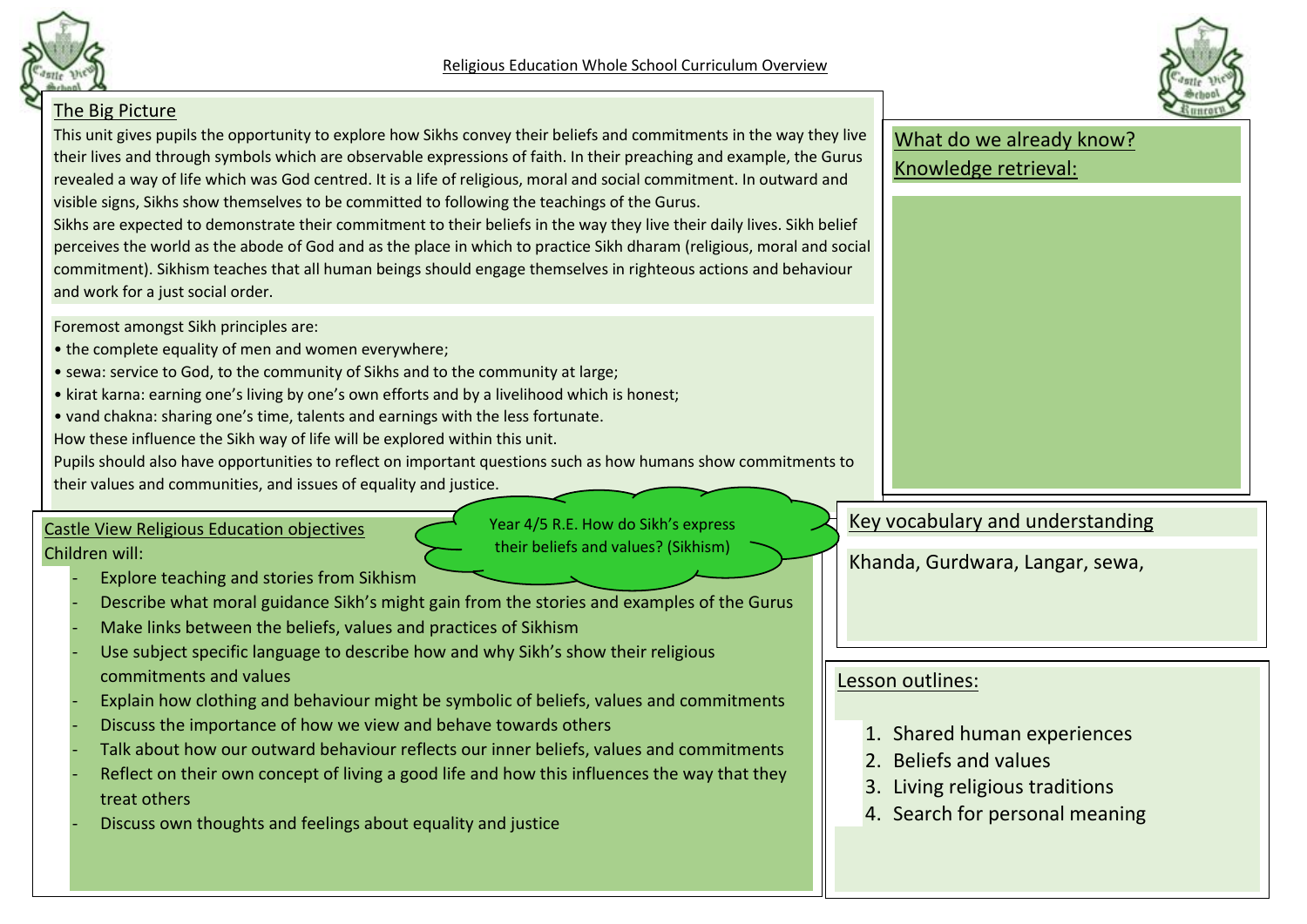# Religious Education Whole School Curriculum Overview

## The Big Picture

This unit gives pupils the opportunity to explore how Sikhs convey their beliefs and commitments in the way they live their lives and through symbols which are observable expressions of faith. In their preaching and example, the Gurus revealed a way of life which was God centred. It is a life of religious, moral and social commitment. In outward and visible signs, Sikhs show themselves to be committed to following the teachings of the Gurus.

Sikhs are expected to demonstrate their commitment to their beliefs in the way they live their daily lives. Sikh belief perceives the world as the abode of God and as the place in which to practice Sikh dharam (religious, moral and social commitment). Sikhism teaches that all human beings should engage themselves in righteous actions and behaviour and work for a just social order.

Foremost amongst Sikh principles are:

- the complete equality of men and women everywhere;
- sewa: service to God, to the community of Sikhs and to the community at large;
- kirat karna: earning one's living by one's own efforts and by a livelihood which is honest;
- vand chakna: sharing one's time, talents and earnings with the less fortunate.

How these influence the Sikh way of life will be explored within this unit.

Pupils should also have opportunities to reflect on important questions such as how humans show commitments to their values and communities, and issues of equality and justice.

## What do we already know? Knowledge retrieval:

Year 4/5 R.E. How do Sikh's express their beliefs and values? (Sikhism)

## Castle View Religious Education objectives

Children will:

- Explore teaching and stories from Sikhism
- Describe what moral guidance Sikh's might gain from the stories and examples of the Gurus
- Make links between the beliefs, values and practices of Sikhism
- Use subject specific language to describe how and why Sikh's show their religious commitments and values
- Explain how clothing and behaviour might be symbolic of beliefs, values and commitments
- Discuss the importance of how we view and behave towards others
- Talk about how our outward behaviour reflects our inner beliefs, values and commitments
- Reflect on their own concept of living a good life and how this influences the way that they treat others
- Discuss own thoughts and feelings about equality and justice

## Key vocabulary and understanding

Khanda, Gurdwara, Langar, sewa,

## Lesson outlines:

1. Shared human experiences
2. Beliefs and values
3. Living religious traditions
4. Search for personal meaning